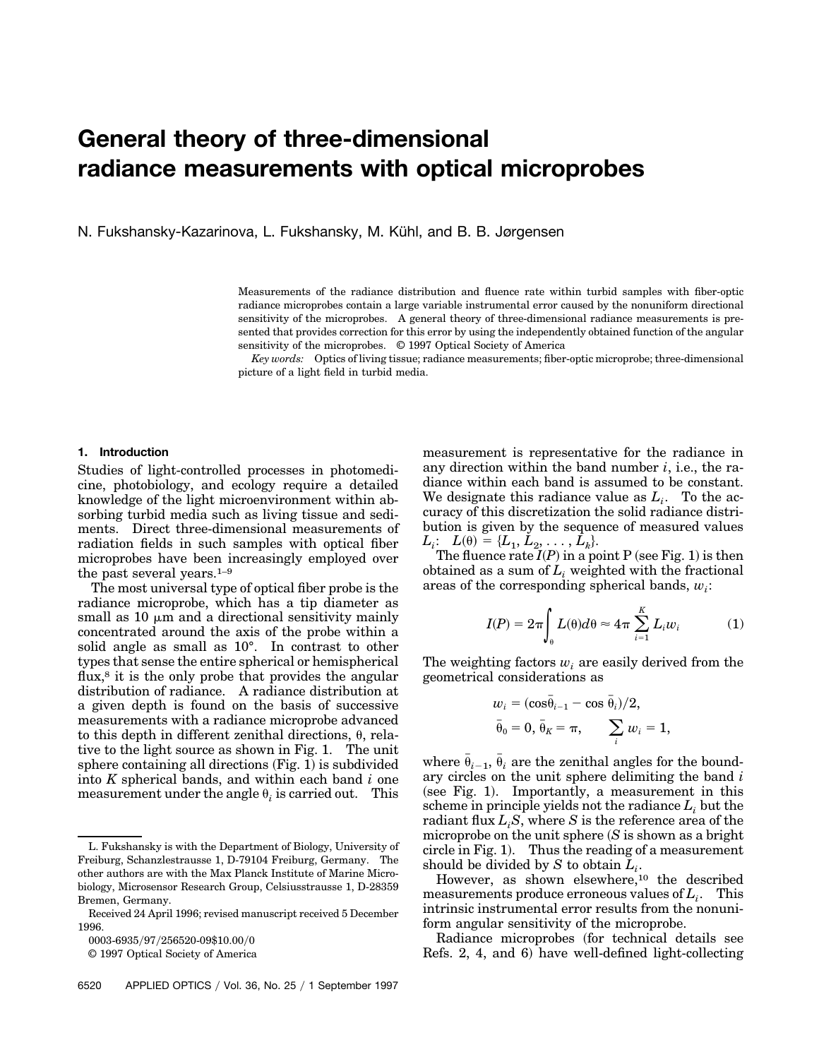# General theory of three-dimensional radiance measurements with optical microprobes

N. Fukshansky-Kazarinova, L. Fukshansky, M. Kühl, and B. B. Jørgensen

Measurements of the radiance distribution and fluence rate within turbid samples with fiber-optic radiance microprobes contain a large variable instrumental error caused by the nonuniform directional sensitivity of the microprobes. A general theory of three-dimensional radiance measurements is presented that provides correction for this error by using the independently obtained function of the angular sensitivity of the microprobes. © 1997 Optical Society of America

*Key words:* Optics of living tissue; radiance measurements; fiber-optic microprobe; three-dimensional picture of a light field in turbid media.

## 1. Introduction

Studies of light-controlled processes in photomedicine, photobiology, and ecology require a detailed knowledge of the light microenvironment within absorbing turbid media such as living tissue and sediments. Direct three-dimensional measurements of radiation fields in such samples with optical fiber microprobes have been increasingly employed over the past several years.[1–9]

The most universal type of optical fiber probe is the radiance microprobe, which has a tip diameter as small as 10 μm and a directional sensitivity mainly concentrated around the axis of the probe within a solid angle as small as 10°. In contrast to other types that sense the entire spherical or hemispherical flux,[8] it is the only probe that provides the angular distribution of radiance. A radiance distribution at a given depth is found on the basis of successive measurements with a radiance microprobe advanced to this depth in different zenithal directions, $\theta$, relative to the light source as shown in Fig. 1. The unit sphere containing all directions (Fig. 1) is subdivided into $K$ spherical bands, and within each band $i$ one measurement under the angle $\theta_i$ is carried out. This measurement is representative for the radiance in any direction within the band number $i$, i.e., the radiance within each band is assumed to be constant. We designate this radiance value as $L_i$. To the accuracy of this discretization the solid radiance distribution is given by the sequence of measured values $L_i$: $L(\theta) = \{L_1, L_2, \ldots, L_k\}$.

The fluence rate $I(P)$ in a point P (see Fig. 1) is then obtained as a sum of $L_i$ weighted with the fractional areas of the corresponding spherical bands, $w_i$:

$$I(P) = 2\pi \int_{\theta} L(\theta) d\theta \approx 4\pi \sum_{i=1}^{K} L_i w_i \tag{1}$$

The weighting factors $w_i$ are easily derived from the geometrical considerations as

$$w_i = (\cos\bar{\theta}_{i-1} - \cos\bar{\theta}_i)/2,$$
$$\bar{\theta}_0 = 0, \bar{\theta}_K = \pi, \qquad \sum_i w_i = 1,$$

where $\bar{\theta}_{i-1}$, $\bar{\theta}_i$ are the zenithal angles for the boundary circles on the unit sphere delimiting the band $i$ (see Fig. 1). Importantly, a measurement in this scheme in principle yields not the radiance $L_i$ but the radiant flux $L_i S$, where $S$ is the reference area of the microprobe on the unit sphere ($S$ is shown as a bright circle in Fig. 1). Thus the reading of a measurement should be divided by $S$ to obtain $L_i$.

However, as shown elsewhere,[10] the described measurements produce erroneous values of $L_i$. This intrinsic instrumental error results from the nonuniform angular sensitivity of the microprobe.

Radiance microprobes (for technical details see Refs. 2, 4, and 6) have well-defined light-collecting

---

L. Fukshansky is with the Department of Biology, University of Freiburg, Schanzlestrausse 1, D-79104 Freiburg, Germany. The other authors are with the Max Planck Institute of Marine Microbiology, Microsensor Research Group, Celsiusstrausse 1, D-28359 Bremen, Germany.

Received 24 April 1996; revised manuscript received 5 December 1996.

0003-6935/97/256520-09$10.00/0

© 1997 Optical Society of America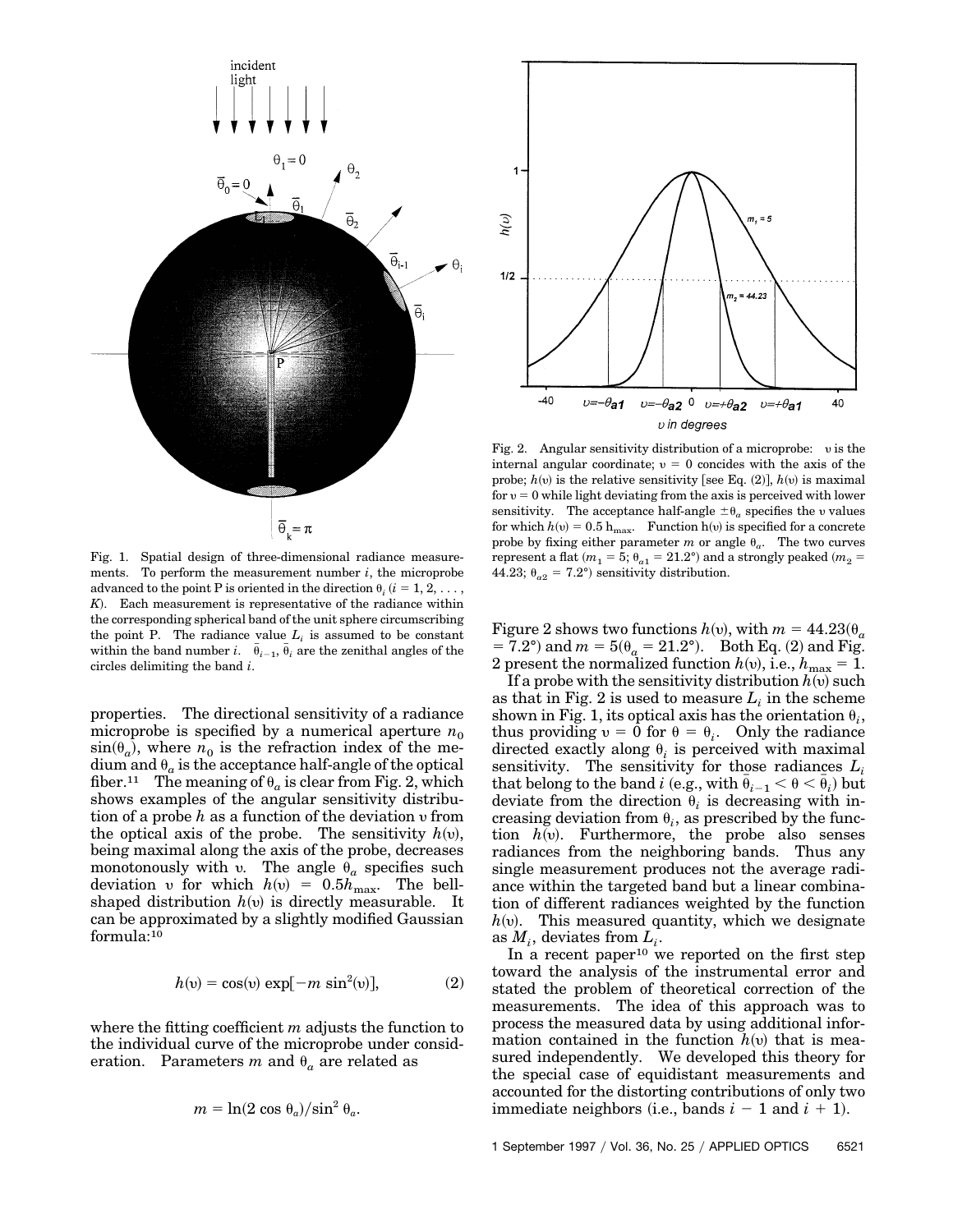Fig. 1. Spatial design of three-dimensional radiance measurements. To perform the measurement number $i$, the microprobe advanced to the point P is oriented in the direction $\theta_i$ ($i = 1, 2, \ldots, K$). Each measurement is representative of the radiance within the corresponding spherical band of the unit sphere circumscribing the point P. The radiance value $L_i$ is assumed to be constant within the band number $i$. $\bar{\theta}_{i-1}$, $\bar{\theta}_i$ are the zenithal angles of the circles delimiting the band $i$.

properties. The directional sensitivity of a radiance microprobe is specified by a numerical aperture $n_0 \sin(\theta_a)$, where $n_0$ is the refraction index of the medium and $\theta_a$ is the acceptance half-angle of the optical fiber.[11] The meaning of $\theta_a$ is clear from Fig. 2, which shows examples of the angular sensitivity distribution of a probe $h$ as a function of the deviation $\upsilon$ from the optical axis of the probe. The sensitivity $h(\upsilon)$, being maximal along the axis of the probe, decreases monotonously with $\upsilon$. The angle $\theta_a$ specifies such deviation $\upsilon$ for which $h(\upsilon) = 0.5 h_{\max}$. The bell-shaped distribution $h(\upsilon)$ is directly measurable. It can be approximated by a slightly modified Gaussian formula:[10]

$$h(\upsilon) = \cos(\upsilon) \exp[-m \sin^2(\upsilon)], \tag{2}$$

where the fitting coefficient $m$ adjusts the function to the individual curve of the microprobe under consideration. Parameters $m$ and $\theta_a$ are related as

$$m = \ln(2 \cos \theta_a)/\sin^2 \theta_a.$$

Fig. 2. Angular sensitivity distribution of a microprobe: $\upsilon$ is the internal angular coordinate; $\upsilon = 0$ concides with the axis of the probe; $h(\upsilon)$ is the relative sensitivity [see Eq. (2)], $h(\upsilon)$ is maximal for $\upsilon = 0$ while light deviating from the axis is perceived with lower sensitivity. The acceptance half-angle $\pm\theta_a$ specifies the $\upsilon$ values for which $h(\upsilon) = 0.5\, h_{\max}$. Function $h(\upsilon)$ is specified for a concrete probe by fixing either parameter $m$ or angle $\theta_a$. The two curves represent a flat ($m_1 = 5$; $\theta_{a1} = 21.2°$) and a strongly peaked ($m_2 = 44.23$; $\theta_{a2} = 7.2°$) sensitivity distribution.

Figure 2 shows two functions $h(\upsilon)$, with $m = 44.23(\theta_a = 7.2°)$ and $m = 5(\theta_a = 21.2°)$. Both Eq. (2) and Fig. 2 present the normalized function $h(\upsilon)$, i.e., $h_{\max} = 1$.

If a probe with the sensitivity distribution $h(\upsilon)$ such as that in Fig. 2 is used to measure $L_i$ in the scheme shown in Fig. 1, its optical axis has the orientation $\theta_i$, thus providing $\upsilon = 0$ for $\theta = \theta_i$. Only the radiance directed exactly along $\theta_i$ is perceived with maximal sensitivity. The sensitivity for those radiances $L_i$ that belong to the band $i$ (e.g., with $\bar{\theta}_{i-1} < \theta < \bar{\theta}_i$) but deviate from the direction $\theta_i$ is decreasing with increasing deviation from $\theta_i$, as prescribed by the function $h(\upsilon)$. Furthermore, the probe also senses radiances from the neighboring bands. Thus any single measurement produces not the average radiance within the targeted band but a linear combination of different radiances weighted by the function $h(\upsilon)$. This measured quantity, which we designate as $M_i$, deviates from $L_i$.

In a recent paper[10] we reported on the first step toward the analysis of the instrumental error and stated the problem of theoretical correction of the measurements. The idea of this approach was to process the measured data by using additional information contained in the function $h(\upsilon)$ that is measured independently. We developed this theory for the special case of equidistant measurements and accounted for the distorting contributions of only two immediate neighbors (i.e., bands $i - 1$ and $i + 1$).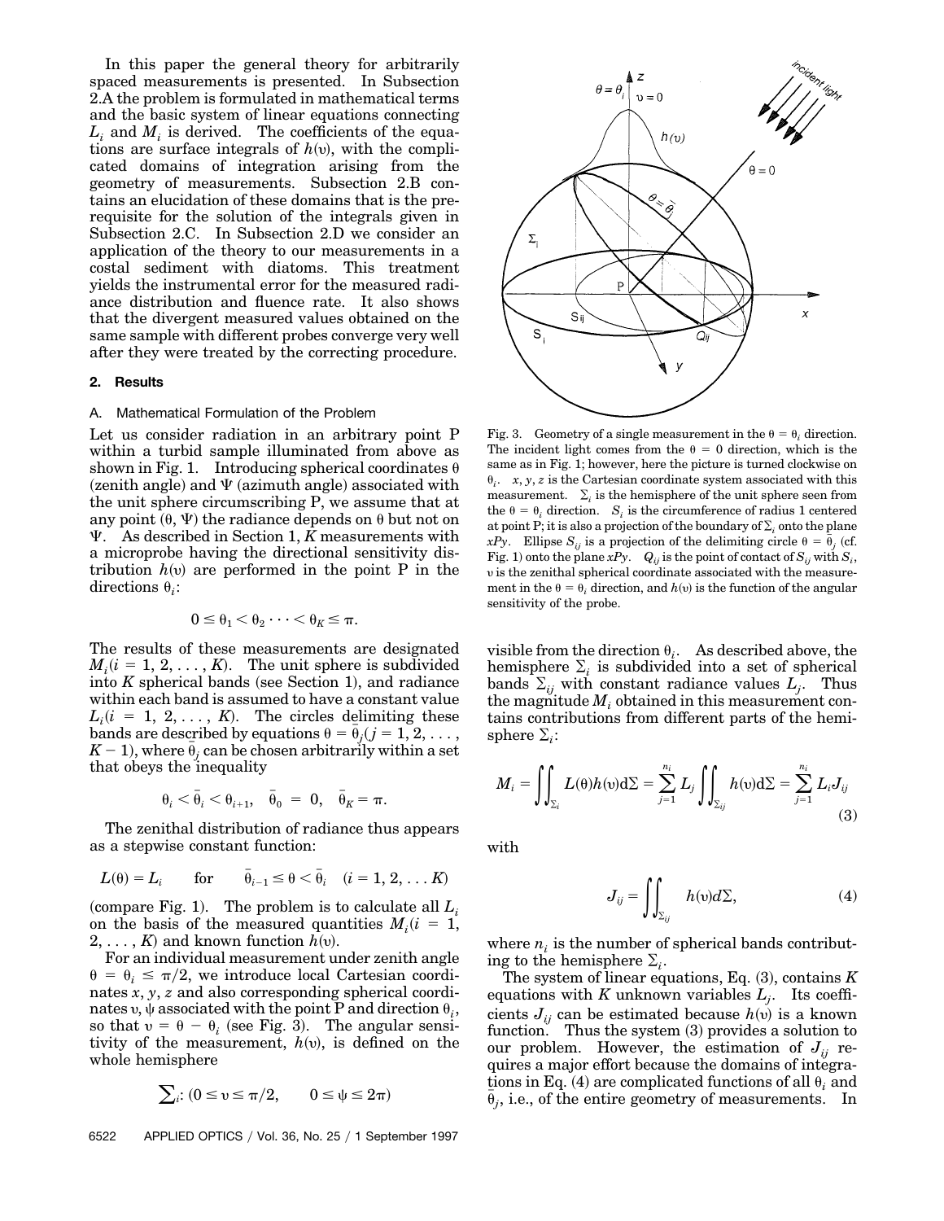In this paper the general theory for arbitrarily spaced measurements is presented. In Subsection 2.A the problem is formulated in mathematical terms and the basic system of linear equations connecting $L_i$ and $M_i$ is derived. The coefficients of the equations are surface integrals of $h(\upsilon)$, with the complicated domains of integration arising from the geometry of measurements. Subsection 2.B contains an elucidation of these domains that is the prerequisite for the solution of the integrals given in Subsection 2.C. In Subsection 2.D we consider an application of the theory to our measurements in a costal sediment with diatoms. This treatment yields the instrumental error for the measured radiance distribution and fluence rate. It also shows that the divergent measured values obtained on the same sample with different probes converge very well after they were treated by the correcting procedure.

## 2. Results

### A. Mathematical Formulation of the Problem

Let us consider radiation in an arbitrary point P within a turbid sample illuminated from above as shown in Fig. 1. Introducing spherical coordinates $\theta$ (zenith angle) and $\Psi$ (azimuth angle) associated with the unit sphere circumscribing P, we assume that at any point $(\theta, \Psi)$ the radiance depends on $\theta$ but not on $\Psi$. As described in Section 1, $K$ measurements with a microprobe having the directional sensitivity distribution $h(\upsilon)$ are performed in the point P in the directions $\theta_i$:

$$0 \leq \theta_1 < \theta_2 \cdots < \theta_K \leq \pi.$$

The results of these measurements are designated $M_i (i = 1, 2, \ldots, K)$. The unit sphere is subdivided into $K$ spherical bands (see Section 1), and radiance within each band is assumed to have a constant value $L_i (i = 1, 2, \ldots, K)$. The circles delimiting these bands are described by equations $\theta = \bar{\theta}_j (j = 1, 2, \ldots, K - 1)$, where $\bar{\theta}_j$ can be chosen arbitrarily within a set that obeys the inequality

$$\theta_i < \bar{\theta}_i < \theta_{i+1}, \quad \bar{\theta}_0 = 0, \quad \bar{\theta}_K = \pi.$$

The zenithal distribution of radiance thus appears as a stepwise constant function:

$$L(\theta) = L_i \qquad \text{for} \qquad \bar{\theta}_{i-1} \leq \theta < \bar{\theta}_i \quad (i = 1, 2, \ldots K)$$

(compare Fig. 1). The problem is to calculate all $L_i$ on the basis of the measured quantities $M_i (i = 1, 2, \ldots, K)$ and known function $h(\upsilon)$.

For an individual measurement under zenith angle $\theta = \theta_i \leq \pi/2$, we introduce local Cartesian coordinates $x, y, z$ and also corresponding spherical coordinates $\upsilon, \psi$ associated with the point P and direction $\theta_i$, so that $\upsilon = \theta - \theta_i$ (see Fig. 3). The angular sensitivity of the measurement, $h(\upsilon)$, is defined on the whole hemisphere

$$\textstyle\sum_i: (0 \leq \upsilon \leq \pi/2, \qquad 0 \leq \psi \leq 2\pi)$$

Fig. 3. Geometry of a single measurement in the $\theta = \theta_i$ direction. The incident light comes from the $\theta = 0$ direction, which is the same as in Fig. 1; however, here the picture is turned clockwise on $\theta_i$. $x, y, z$ is the Cartesian coordinate system associated with this measurement. $\Sigma_i$ is the hemisphere of the unit sphere seen from the $\theta = \theta_i$ direction. $S_i$ is the circumference of radius 1 centered at point P; it is also a projection of the boundary of $\Sigma_i$ onto the plane $xPy$. Ellipse $S_{ij}$ is a projection of the delimiting circle $\theta = \bar{\theta}_j$ (cf. Fig. 1) onto the plane $xPy$. $Q_{ij}$ is the point of contact of $S_{ij}$ with $S_i$, $\upsilon$ is the zenithal spherical coordinate associated with the measurement in the $\theta = \theta_i$ direction, and $h(\upsilon)$ is the function of the angular sensitivity of the probe.

visible from the direction $\theta_i$. As described above, the hemisphere $\Sigma_i$ is subdivided into a set of spherical bands $\Sigma_{ij}$ with constant radiance values $L_j$. Thus the magnitude $M_i$ obtained in this measurement contains contributions from different parts of the hemisphere $\Sigma_i$:

$$M_i = \iint_{\Sigma_i} L(\theta) h(\upsilon) \mathrm{d}\Sigma = \sum_{j=1}^{n_i} L_j \iint_{\Sigma_{ij}} h(\upsilon) \mathrm{d}\Sigma = \sum_{j=1}^{n_i} L_i J_{ij} \tag{3}$$

with

$$J_{ij} = \iint_{\Sigma_{ij}} h(\upsilon) d\Sigma, \tag{4}$$

where $n_i$ is the number of spherical bands contributing to the hemisphere $\Sigma_i$.

The system of linear equations, Eq. (3), contains $K$ equations with $K$ unknown variables $L_j$. Its coefficients $J_{ij}$ can be estimated because $h(\upsilon)$ is a known function. Thus the system (3) provides a solution to our problem. However, the estimation of $J_{ij}$ requires a major effort because the domains of integrations in Eq. (4) are complicated functions of all $\theta_i$ and $\bar{\theta}_j$, i.e., of the entire geometry of measurements. In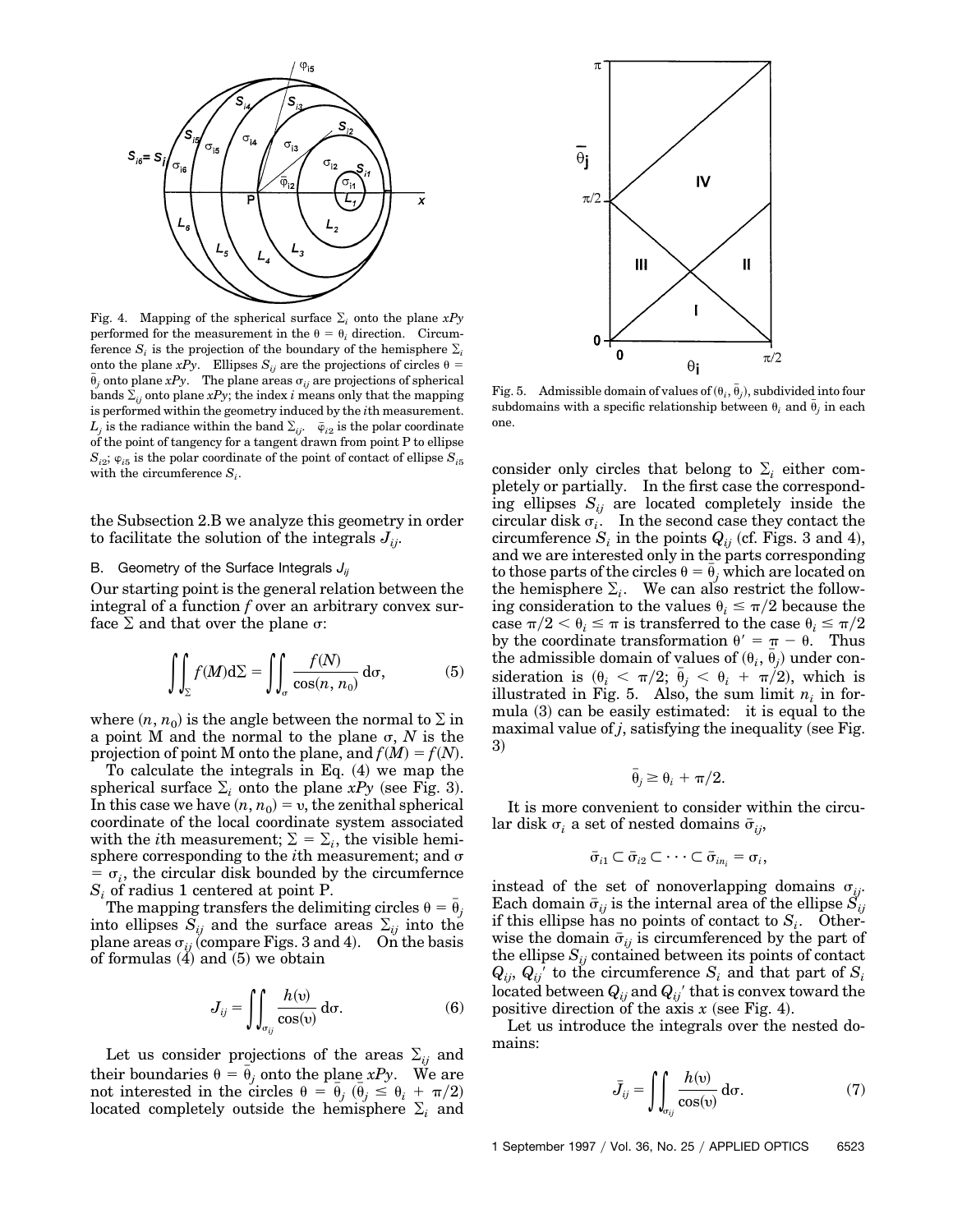Fig. 4. Mapping of the spherical surface $\Sigma_i$ onto the plane $xPy$ performed for the measurement in the $\theta = \theta_i$ direction. Circumference $S_i$ is the projection of the boundary of the hemisphere $\Sigma_i$ onto the plane $xPy$. Ellipses $S_{ij}$ are the projections of circles $\theta = \bar{\theta}_j$ onto plane $xPy$. The plane areas $\sigma_{ij}$ are projections of spherical bands $\Sigma_{ij}$ onto plane $xPy$; the index $i$ means only that the mapping is performed within the geometry induced by the $i$th measurement. $L_j$ is the radiance within the band $\Sigma_{ij}$. $\bar{\varphi}_{i2}$ is the polar coordinate of the point of tangency for a tangent drawn from point P to ellipse $S_{i2}$; $\varphi_{i5}$ is the polar coordinate of the point of contact of ellipse $S_{i5}$ with the circumference $S_i$.

Fig. 5. Admissible domain of values of $(\theta_i, \bar{\theta}_j)$, subdivided into four subdomains with a specific relationship between $\theta_i$ and $\bar{\theta}_j$ in each one.

the Subsection 2.B we analyze this geometry in order to facilitate the solution of the integrals $J_{ij}$.

## B. Geometry of the Surface Integrals $J_{ij}$

Our starting point is the general relation between the integral of a function $f$ over an arbitrary convex surface $\Sigma$ and that over the plane $\sigma$:

$$\iint_{\Sigma} f(M) \mathrm{d}\Sigma = \iint_{\sigma} \frac{f(N)}{\cos(n, n_0)} \mathrm{d}\sigma, \tag{5}$$

where $(n, n_0)$ is the angle between the normal to $\Sigma$ in a point M and the normal to the plane $\sigma$, $N$ is the projection of point M onto the plane, and $f(M) = f(N)$.

To calculate the integrals in Eq. (4) we map the spherical surface $\Sigma_i$ onto the plane $xPy$ (see Fig. 3). In this case we have $(n, n_0) = \upsilon$, the zenithal spherical coordinate of the local coordinate system associated with the $i$th measurement; $\Sigma = \Sigma_i$, the visible hemisphere corresponding to the $i$th measurement; and $\sigma = \sigma_i$, the circular disk bounded by the circumfernce $S_i$ of radius 1 centered at point P.

The mapping transfers the delimiting circles $\theta = \bar{\theta}_j$ into ellipses $S_{ij}$ and the surface areas $\Sigma_{ij}$ into the plane areas $\sigma_{ij}$ (compare Figs. 3 and 4). On the basis of formulas (4) and (5) we obtain

$$J_{ij} = \iint_{\sigma_{ij}} \frac{h(\upsilon)}{\cos(\upsilon)} \mathrm{d}\sigma. \tag{6}$$

Let us consider projections of the areas $\Sigma_{ij}$ and their boundaries $\theta = \bar{\theta}_j$ onto the plane $xPy$. We are not interested in the circles $\theta = \bar{\theta}_j$ ($\bar{\theta}_j \leq \theta_i + \pi/2$) located completely outside the hemisphere $\Sigma_i$ and consider only circles that belong to $\Sigma_i$ either completely or partially. In the first case the corresponding ellipses $S_{ij}$ are located completely inside the circular disk $\sigma_i$. In the second case they contact the circumference $S_i$ in the points $Q_{ij}$ (cf. Figs. 3 and 4), and we are interested only in the parts corresponding to those parts of the circles $\theta = \bar{\theta}_j$ which are located on the hemisphere $\Sigma_i$. We can also restrict the following consideration to the values $\theta_i \leq \pi/2$ because the case $\pi/2 < \theta_i \leq \pi$ is transferred to the case $\theta_i \leq \pi/2$ by the coordinate transformation $\theta' = \pi - \theta$. Thus the admissible domain of values of $(\theta_i, \bar{\theta}_j)$ under consideration is ($\theta_i < \pi/2$; $\bar{\theta}_j < \theta_i + \pi/2$), which is illustrated in Fig. 5. Also, the sum limit $n_i$ in formula (3) can be easily estimated: it is equal to the maximal value of $j$, satisfying the inequality (see Fig. 3)

$$\bar{\theta}_j \geq \theta_i + \pi/2.$$

It is more convenient to consider within the circular disk $\sigma_i$ a set of nested domains $\bar{\sigma}_{ij}$,

$$\bar{\sigma}_{i1} \subset \bar{\sigma}_{i2} \subset \cdots \subset \bar{\sigma}_{in_i} = \sigma_i,$$

instead of the set of nonoverlapping domains $\sigma_{ij}$. Each domain $\bar{\sigma}_{ij}$ is the internal area of the ellipse $S_{ij}$ if this ellipse has no points of contact to $S_i$. Otherwise the domain $\bar{\sigma}_{ij}$ is circumferenced by the part of the ellipse $S_{ij}$ contained between its points of contact $Q_{ij}$, $Q_{ij}'$ to the circumference $S_i$ and that part of $S_i$ located between $Q_{ij}$ and $Q_{ij}'$ that is convex toward the positive direction of the axis $x$ (see Fig. 4).

Let us introduce the integrals over the nested domains:

$$\bar{J}_{ij} = \iint_{\bar{\sigma}_{ij}} \frac{h(\upsilon)}{\cos(\upsilon)} \mathrm{d}\sigma. \tag{7}$$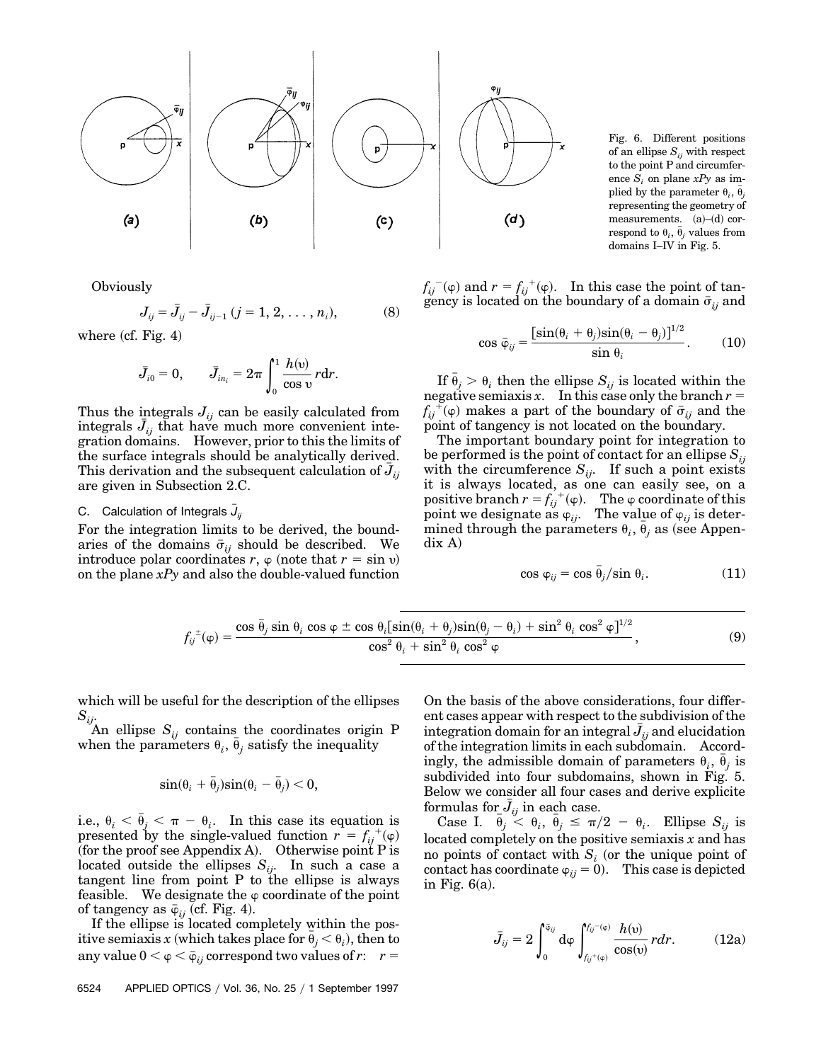Fig. 6. Different positions of an ellipse $S_{ij}$ with respect to the point P and circumference $S_i$ on plane $xPy$ as implied by the parameter $\theta_i$, $\bar{\theta}_j$ representing the geometry of measurements. (a)–(d) correspond to $\theta_i$, $\bar{\theta}_j$ values from domains I–IV in Fig. 5.

Obviously

$$J_{ij} = \bar{J}_{ij} - \bar{J}_{ij-1} \; (j = 1, 2, \ldots, n_i), \tag{8}$$

where (cf. Fig. 4)

$$\bar{J}_{i0} = 0, \qquad \bar{J}_{in_i} = 2\pi \int_0^1 \frac{h(\upsilon)}{\cos \upsilon} r\mathrm{d}r.$$

Thus the integrals $J_{ij}$ can be easily calculated from integrals $\bar{J}_{ij}$ that have much more convenient integration domains. However, prior to this the limits of the surface integrals should be analytically derived. This derivation and the subsequent calculation of $\bar{J}_{ij}$ are given in Subsection 2.C.

### C. Calculation of Integrals $\bar{J}_{ij}$

For the integration limits to be derived, the boundaries of the domains $\bar{\sigma}_{ij}$ should be described. We introduce polar coordinates $r$, $\varphi$ (note that $r = \sin \upsilon$) on the plane $xPy$ and also the double-valued function

$$f_{ij}^{\pm}(\varphi) = \frac{\cos \bar{\theta}_j \sin \theta_i \cos \varphi \pm \cos \theta_i [\sin(\theta_i + \theta_j)\sin(\theta_j - \theta_i) + \sin^2 \theta_i \cos^2 \varphi]^{1/2}}{\cos^2 \theta_i + \sin^2 \theta_i \cos^2 \varphi}, \tag{9}$$

which will be useful for the description of the ellipses $S_{ij}$.

An ellipse $S_{ij}$ contains the coordinates origin P when the parameters $\theta_i$, $\bar{\theta}_j$ satisfy the inequality

$$\sin(\theta_i + \bar{\theta}_j)\sin(\theta_i - \bar{\theta}_j) < 0,$$

i.e., $\theta_i < \bar{\theta}_j < \pi - \theta_i$. In this case its equation is presented by the single-valued function $r = f_{ij}^{+}(\varphi)$ (for the proof see Appendix A). Otherwise point P is located outside the ellipses $S_{ij}$. In such a case a tangent line from point P to the ellipse is always feasible. We designate the $\varphi$ coordinate of the point of tangency as $\bar{\varphi}_{ij}$ (cf. Fig. 4).

If the ellipse is located completely within the positive semiaxis $x$ (which takes place for $\bar{\theta}_j < \theta_i$), then to any value $0 < \varphi < \bar{\varphi}_{ij}$ correspond two values of $r$: $r = f_{ij}^{-}(\varphi)$ and $r = f_{ij}^{+}(\varphi)$. In this case the point of tangency is located on the boundary of a domain $\bar{\sigma}_{ij}$ and

$$\cos \bar{\varphi}_{ij} = \frac{[\sin(\theta_i + \theta_j)\sin(\theta_i - \theta_j)]^{1/2}}{\sin \theta_i}. \tag{10}$$

If $\bar{\theta}_j > \theta_i$ then the ellipse $S_{ij}$ is located within the negative semiaxis $x$. In this case only the branch $r = f_{ij}^{+}(\varphi)$ makes a part of the boundary of $\bar{\sigma}_{ij}$ and the point of tangency is not located on the boundary.

The important boundary point for integration to be performed is the point of contact for an ellipse $S_{ij}$ with the circumference $S_{ij}$. If such a point exists it is always located, as one can easily see, on a positive branch $r = f_{ij}^{+}(\varphi)$. The $\varphi$ coordinate of this point we designate as $\varphi_{ij}$. The value of $\varphi_{ij}$ is determined through the parameters $\theta_i$, $\bar{\theta}_j$ as (see Appendix A)

$$\cos \varphi_{ij} = \cos \bar{\theta}_j / \sin \theta_i. \tag{11}$$

On the basis of the above considerations, four different cases appear with respect to the subdivision of the integration domain for an integral $\bar{J}_{ij}$ and elucidation of the integration limits in each subdomain. Accordingly, the admissible domain of parameters $\theta_i$, $\bar{\theta}_j$ is subdivided into four subdomains, shown in Fig. 5. Below we consider all four cases and derive explicite formulas for $\bar{J}_{ij}$ in each case.

Case I. $\bar{\theta}_j < \theta_i$, $\bar{\theta}_j \leq \pi/2 - \theta_i$. Ellipse $S_{ij}$ is located completely on the positive semiaxis $x$ and has no points of contact with $S_i$ (or the unique point of contact has coordinate $\varphi_{ij} = 0$). This case is depicted in Fig. 6(a).

$$\bar{J}_{ij} = 2 \int_0^{\bar{\varphi}_{ij}} \mathrm{d}\varphi \int_{f_{ij}^{+}(\varphi)}^{f_{ij}^{-}(\varphi)} \frac{h(\upsilon)}{\cos(\upsilon)} r\mathrm{d}r. \tag{12a}$$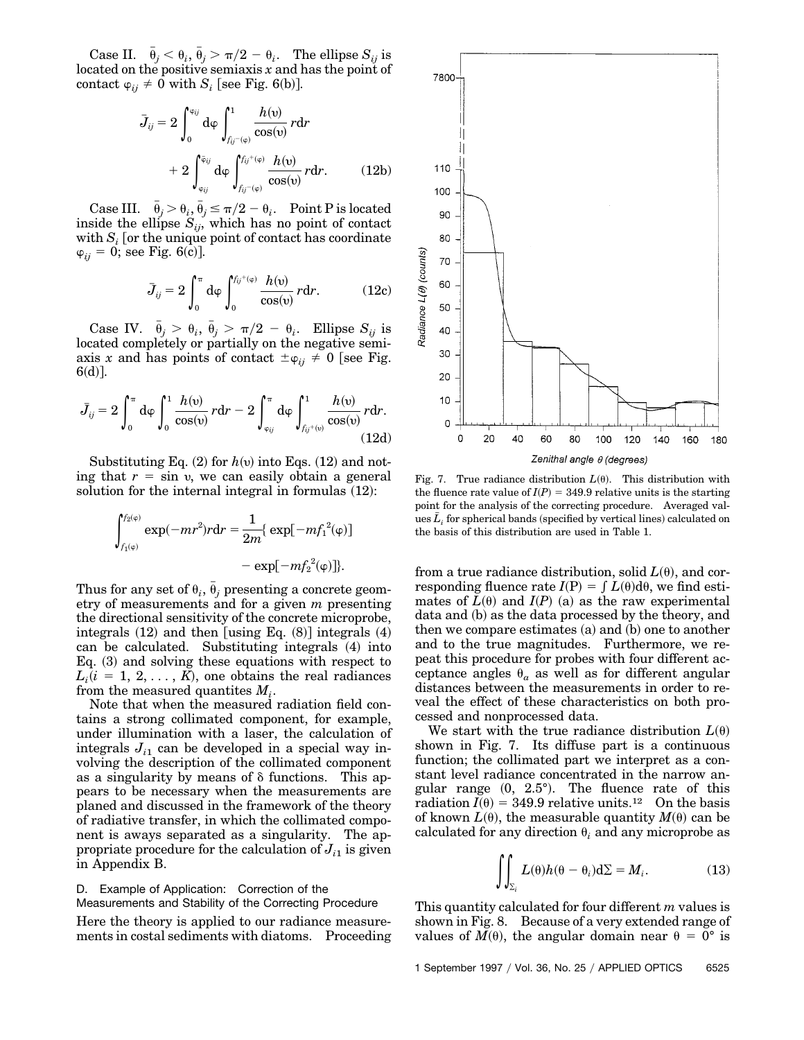Case II. $\bar{\theta}_j < \theta_i, \bar{\theta}_j > \pi/2 - \theta_i$. The ellipse $S_{ij}$ is located on the positive semiaxis $x$ and has the point of contact $\varphi_{ij} \neq 0$ with $S_i$ [see Fig. 6(b)].

$$\bar{J}_{ij} = 2\int_0^{\varphi_{ij}} \mathrm{d}\varphi \int_{f_{ij}^-(\varphi)}^{1} \frac{h(\upsilon)}{\cos(\upsilon)} r\mathrm{d}r + 2\int_{\varphi_{ij}}^{\bar{\varphi}_{ij}} \mathrm{d}\varphi \int_{f_{ij}^-(\varphi)}^{f_{ij}^+(\varphi)} \frac{h(\upsilon)}{\cos(\upsilon)} r\mathrm{d}r. \tag{12b}$$

Case III. $\bar{\theta}_j > \theta_i, \bar{\theta}_j \leq \pi/2 - \theta_i$. Point P is located inside the ellipse $S_{ij}$, which has no point of contact with $S_i$ [or the unique point of contact has coordinate $\varphi_{ij} = 0$; see Fig. 6(c)].

$$\bar{J}_{ij} = 2\int_0^{\pi} \mathrm{d}\varphi \int_0^{f_{ij}^+(\varphi)} \frac{h(\upsilon)}{\cos(\upsilon)} r\mathrm{d}r. \tag{12c}$$

Case IV. $\bar{\theta}_j > \theta_i, \bar{\theta}_j > \pi/2 - \theta_i$. Ellipse $S_{ij}$ is located completely or partially on the negative semiaxis $x$ and has points of contact $\pm\varphi_{ij} \neq 0$ [see Fig. 6(d)].

$$\bar{J}_{ij} = 2\int_0^{\pi} \mathrm{d}\varphi \int_0^{1} \frac{h(\upsilon)}{\cos(\upsilon)} r\mathrm{d}r - 2\int_{\varphi_{ij}}^{\pi} \mathrm{d}\varphi \int_{f_{ij}^+(\upsilon)}^{1} \frac{h(\upsilon)}{\cos(\upsilon)} r\mathrm{d}r. \tag{12d}$$

Substituting Eq. (2) for $h(\upsilon)$ into Eqs. (12) and noting that $r = \sin \upsilon$, we can easily obtain a general solution for the internal integral in formulas (12):

$$\int_{f_1(\varphi)}^{f_2(\varphi)} \exp(-mr^2) r\mathrm{d}r = \frac{1}{2m}\{\exp[-mf_1^{\,2}(\varphi)] - \exp[-mf_2^{\,2}(\varphi)]\}.$$

Thus for any set of $\theta_i$, $\bar{\theta}_j$ presenting a concrete geometry of measurements and for a given $m$ presenting the directional sensitivity of the concrete microprobe, integrals (12) and then [using Eq. (8)] integrals (4) can be calculated. Substituting integrals (4) into Eq. (3) and solving these equations with respect to $L_i (i = 1, 2, \ldots, K)$, one obtains the real radiances from the measured quantites $M_i$.

Note that when the measured radiation field contains a strong collimated component, for example, under illumination with a laser, the calculation of integrals $J_{i1}$ can be developed in a special way involving the description of the collimated component as a singularity by means of δ functions. This appears to be necessary when the measurements are planed and discussed in the framework of the theory of radiative transfer, in which the collimated component is aways separated as a singularity. The appropriate procedure for the calculation of $J_{i1}$ is given in Appendix B.

### D. Example of Application: Correction of the Measurements and Stability of the Correcting Procedure

Here the theory is applied to our radiance measurements in costal sediments with diatoms. Proceeding from a true radiance distribution, solid $L(\theta)$, and corresponding fluence rate $I(\mathrm{P}) = \int L(\theta)\mathrm{d}\theta$, we find estimates of $L(\theta)$ and $I(P)$ (a) as the raw experimental data and (b) as the data processed by the theory, and then we compare estimates (a) and (b) one to another and to the true magnitudes. Furthermore, we repeat this procedure for probes with four different acceptance angles $\theta_a$ as well as for different angular distances between the measurements in order to reveal the effect of these characteristics on both processed and nonprocessed data.

We start with the true radiance distribution $L(\theta)$ shown in Fig. 7. Its diffuse part is a continuous function; the collimated part we interpret as a constant level radiance concentrated in the narrow angular range (0, 2.5°). The fluence rate of this radiation $I(\theta) = 349.9$ relative units.[12] On the basis of known $L(\theta)$, the measurable quantity $M(\theta)$ can be calculated for any direction $\theta_i$ and any microprobe as

$$\iint_{\Sigma_i} L(\theta) h(\theta - \theta_i) \mathrm{d}\Sigma = M_i. \tag{13}$$

This quantity calculated for four different $m$ values is shown in Fig. 8. Because of a very extended range of values of $M(\theta)$, the angular domain near $\theta = 0°$ is

Fig. 7. True radiance distribution $L(\theta)$. This distribution with the fluence rate value of $I(P) = 349.9$ relative units is the starting point for the analysis of the correcting procedure. Averaged values $\bar{L}_i$ for spherical bands (specified by vertical lines) calculated on the basis of this distribution are used in Table 1.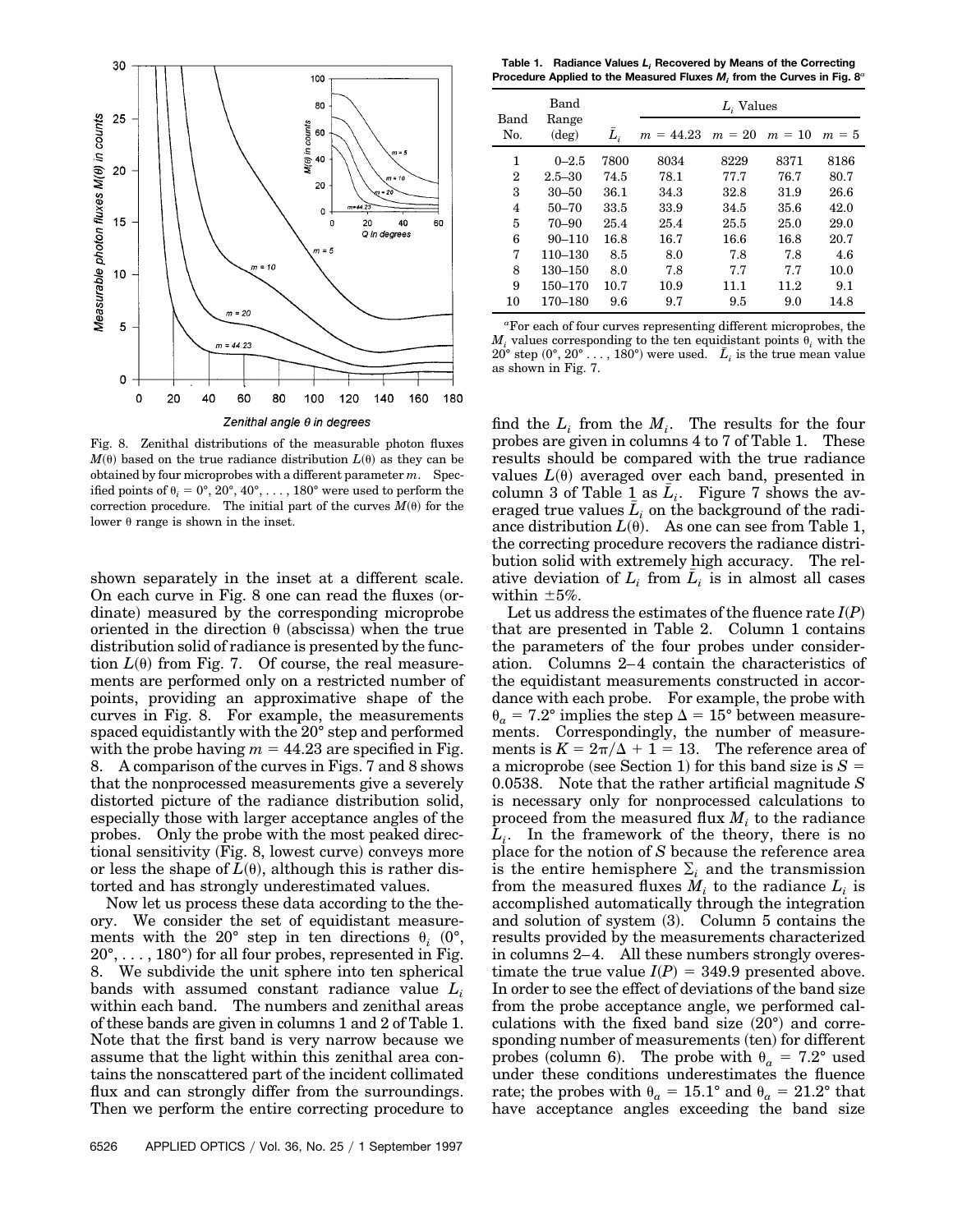Fig. 8. Zenithal distributions of the measurable photon fluxes $M(\theta)$ based on the true radiance distribution $L(\theta)$ as they can be obtained by four microprobes with a different parameter $m$. Specified points of $\theta_i = 0°, 20°, 40°, \ldots, 180°$ were used to perform the correction procedure. The initial part of the curves $M(\theta)$ for the lower $\theta$ range is shown in the inset.

shown separately in the inset at a different scale. On each curve in Fig. 8 one can read the fluxes (ordinate) measured by the corresponding microprobe oriented in the direction $\theta$ (abscissa) when the true distribution solid of radiance is presented by the function $L(\theta)$ from Fig. 7. Of course, the real measurements are performed only on a restricted number of points, providing an approximative shape of the curves in Fig. 8. For example, the measurements spaced equidistantly with the 20° step and performed with the probe having $m = 44.23$ are specified in Fig. 8. A comparison of the curves in Figs. 7 and 8 shows that the nonprocessed measurements give a severely distorted picture of the radiance distribution solid, especially those with larger acceptance angles of the probes. Only the probe with the most peaked directional sensitivity (Fig. 8, lowest curve) conveys more or less the shape of $L(\theta)$, although this is rather distorted and has strongly underestimated values.

Now let us process these data according to the theory. We consider the set of equidistant measurements with the 20° step in ten directions $\theta_i$ (0°, 20°, ..., 180°) for all four probes, represented in Fig. 8. We subdivide the unit sphere into ten spherical bands with assumed constant radiance value $L_i$ within each band. The numbers and zenithal areas of these bands are given in columns 1 and 2 of Table 1. Note that the first band is very narrow because we assume that the light within this zenithal area contains the nonscattered part of the incident collimated flux and can strongly differ from the surroundings. Then we perform the entire correcting procedure to

**Table 1. Radiance Values $L_i$ Recovered by Means of the Correcting Procedure Applied to the Measured Fluxes $M_i$ from the Curves in Fig. 8**[a]

| Band No. | Band Range (deg) | $\bar{L}_i$ | $L_i$ Values | | | |
|---|---|---|---|---|---|---|
| | | | $m = 44.23$ | $m = 20$ | $m = 10$ | $m = 5$ |
| 1 | 0–2.5 | 7800 | 8034 | 8229 | 8371 | 8186 |
| 2 | 2.5–30 | 74.5 | 78.1 | 77.7 | 76.7 | 80.7 |
| 3 | 30–50 | 36.1 | 34.3 | 32.8 | 31.9 | 26.6 |
| 4 | 50–70 | 33.5 | 33.9 | 34.5 | 35.6 | 42.0 |
| 5 | 70–90 | 25.4 | 25.4 | 25.5 | 25.0 | 29.0 |
| 6 | 90–110 | 16.8 | 16.7 | 16.6 | 16.8 | 20.7 |
| 7 | 110–130 | 8.5 | 8.0 | 7.8 | 7.8 | 4.6 |
| 8 | 130–150 | 8.0 | 7.8 | 7.7 | 7.7 | 10.0 |
| 9 | 150–170 | 10.7 | 10.9 | 11.1 | 11.2 | 9.1 |
| 10 | 170–180 | 9.6 | 9.7 | 9.5 | 9.0 | 14.8 |

[a]For each of four curves representing different microprobes, the $M_i$ values corresponding to the ten equidistant points $\theta_i$ with the 20° step (0°, 20° ..., 180°) were used. $\bar{L}_i$ is the true mean value as shown in Fig. 7.

find the $L_i$ from the $M_i$. The results for the four probes are given in columns 4 to 7 of Table 1. These results should be compared with the true radiance values $L(\theta)$ averaged over each band, presented in column 3 of Table 1 as $\bar{L}_i$. Figure 7 shows the averaged true values $\bar{L}_i$ on the background of the radiance distribution $L(\theta)$. As one can see from Table 1, the correcting procedure recovers the radiance distribution solid with extremely high accuracy. The relative deviation of $L_i$ from $\bar{L}_i$ is in almost all cases within ±5%.

Let us address the estimates of the fluence rate $I(P)$ that are presented in Table 2. Column 1 contains the parameters of the four probes under consideration. Columns 2–4 contain the characteristics of the equidistant measurements constructed in accordance with each probe. For example, the probe with $\theta_a = 7.2°$ implies the step $\Delta = 15°$ between measurements. Correspondingly, the number of measurements is $K = 2\pi/\Delta + 1 = 13$. The reference area of a microprobe (see Section 1) for this band size is $S = 0.0538$. Note that the rather artificial magnitude $S$ is necessary only for nonprocessed calculations to proceed from the measured flux $M_i$ to the radiance $L_i$. In the framework of the theory, there is no place for the notion of $S$ because the reference area is the entire hemisphere $\Sigma_i$ and the transmission from the measured fluxes $M_i$ to the radiance $L_i$ is accomplished automatically through the integration and solution of system (3). Column 5 contains the results provided by the measurements characterized in columns 2–4. All these numbers strongly overestimate the true value $I(P) = 349.9$ presented above. In order to see the effect of deviations of the band size from the probe acceptance angle, we performed calculations with the fixed band size (20°) and corresponding number of measurements (ten) for different probes (column 6). The probe with $\theta_a = 7.2°$ used under these conditions underestimates the fluence rate; the probes with $\theta_a = 15.1°$ and $\theta_a = 21.2°$ that have acceptance angles exceeding the band size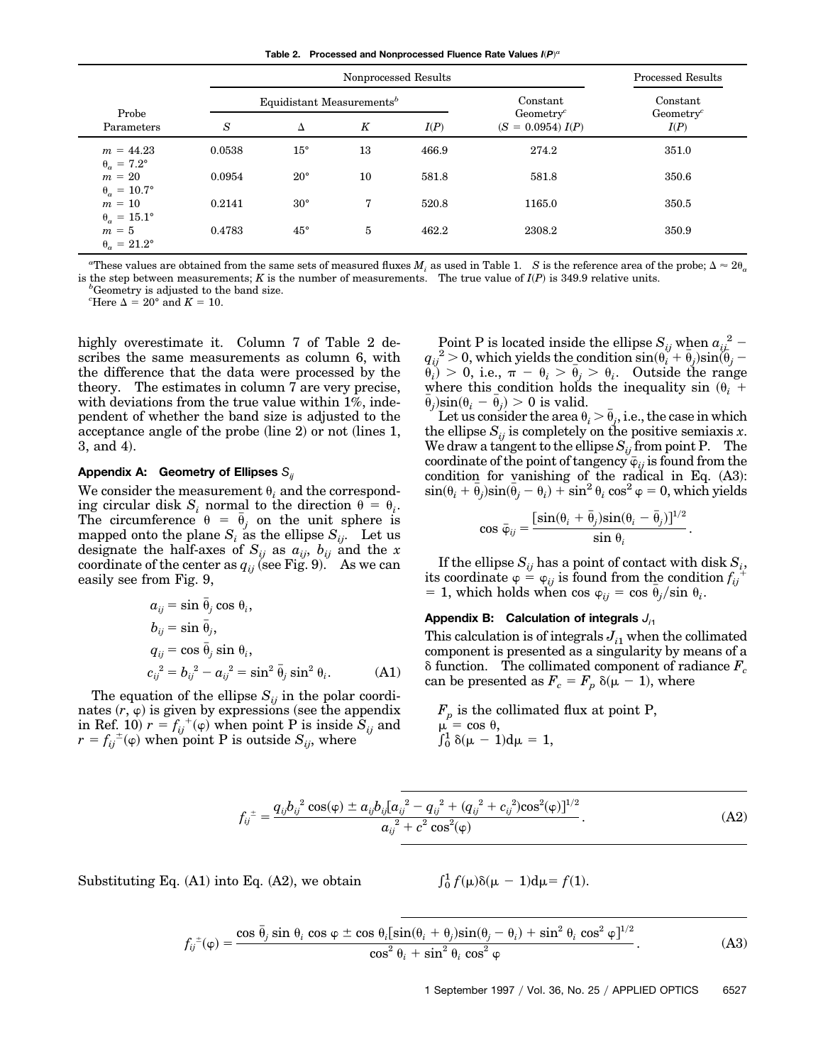**Table 2. Processed and Nonprocessed Fluence Rate Values $I(P)$[a]**

| Probe Parameters | Nonprocessed Results | | | | | Processed Results |
|---|---|---|---|---|---|---|
| | Equidistant Measurements[b] | | | | Constant Geometry[c] | Constant Geometry[c] |
| | $S$ | $\Delta$ | $K$ | $I(P)$ | $(S = 0.0954)$ $I(P)$ | $I(P)$ |
| $m = 44.23$, $\theta_a = 7.2°$ | 0.0538 | 15° | 13 | 466.9 | 274.2 | 351.0 |
| $m = 20$, $\theta_a = 10.7°$ | 0.0954 | 20° | 10 | 581.8 | 581.8 | 350.6 |
| $m = 10$, $\theta_a = 15.1°$ | 0.2141 | 30° | 7 | 520.8 | 1165.0 | 350.5 |
| $m = 5$, $\theta_a = 21.2°$ | 0.4783 | 45° | 5 | 462.2 | 2308.2 | 350.9 |

[a]These values are obtained from the same sets of measured fluxes $M_i$ as used in Table 1. $S$ is the reference area of the probe; $\Delta \approx 2\theta_a$ is the step between measurements; $K$ is the number of measurements. The true value of $I(P)$ is 349.9 relative units.

[b]Geometry is adjusted to the band size.

[c]Here $\Delta = 20°$ and $K = 10$.

highly overestimate it. Column 7 of Table 2 describes the same measurements as column 6, with the difference that the data were processed by the theory. The estimates in column 7 are very precise, with deviations from the true value within 1%, independent of whether the band size is adjusted to the acceptance angle of the probe (line 2) or not (lines 1, 3, and 4).

## Appendix A: Geometry of Ellipses $S_{ij}$

We consider the measurement $\theta_i$ and the corresponding circular disk $S_i$ normal to the direction $\theta = \theta_i$. The circumference $\theta = \bar{\theta}_j$ on the unit sphere is mapped onto the plane $S_i$ as the ellipse $S_{ij}$. Let us designate the half-axes of $S_{ij}$ as $a_{ij}$, $b_{ij}$ and the $x$ coordinate of the center as $q_{ij}$ (see Fig. 9). As we can easily see from Fig. 9,

$$
\begin{aligned}
a_{ij} &= \sin \bar{\theta}_j \cos \theta_i, \\
b_{ij} &= \sin \bar{\theta}_j, \\
q_{ij} &= \cos \bar{\theta}_j \sin \theta_i, \\
c_{ij}^2 &= b_{ij}^2 - a_{ij}^2 = \sin^2 \bar{\theta}_j \sin^2 \theta_i. \qquad \text{(A1)}
\end{aligned}
$$

The equation of the ellipse $S_{ij}$ in the polar coordinates $(r, \varphi)$ is given by expressions (see the appendix in Ref. 10) $r = f_{ij}^{+}(\varphi)$ when point P is inside $S_{ij}$ and $r = f_{ij}^{\pm}(\varphi)$ when point P is outside $S_{ij}$, where

$$f_{ij}^{\pm} = \frac{q_{ij} b_{ij}^2 \cos(\varphi) \pm a_{ij} b_{ij} [a_{ij}^2 - q_{ij}^2 + (q_{ij}^2 + c_{ij}^2) \cos^2(\varphi)]^{1/2}}{a_{ij}^2 + c^2 \cos^2(\varphi)}. \qquad \text{(A2)}$$

Substituting Eq. (A1) into Eq. (A2), we obtain

$$f_{ij}^{\pm}(\varphi) = \frac{\cos \bar{\theta}_j \sin \theta_i \cos \varphi \pm \cos \theta_i [\sin(\theta_i + \theta_j) \sin(\theta_j - \theta_i) + \sin^2 \theta_i \cos^2 \varphi]^{1/2}}{\cos^2 \theta_i + \sin^2 \theta_i \cos^2 \varphi}. \qquad \text{(A3)}$$

Point P is located inside the ellipse $S_{ij}$ when $a_{ij}^2 - q_{ij}^2 > 0$, which yields the condition $\sin(\theta_i + \bar{\theta}_j)\sin(\bar{\theta}_j - \theta_i) > 0$, i.e., $\pi - \theta_i > \bar{\theta}_j > \theta_i$. Outside the range where this condition holds the inequality $\sin(\theta_i + \bar{\theta}_j)\sin(\theta_i - \bar{\theta}_j) > 0$ is valid.

Let us consider the area $\theta_i > \bar{\theta}_j$, i.e., the case in which the ellipse $S_{ij}$ is completely on the positive semiaxis $x$. We draw a tangent to the ellipse $S_{ij}$ from point P. The coordinate of the point of tangency $\bar{\varphi}_{ij}$ is found from the condition for vanishing of the radical in Eq. (A3): $\sin(\theta_i + \bar{\theta}_j)\sin(\bar{\theta}_j - \theta_i) + \sin^2 \theta_i \cos^2 \varphi = 0$, which yields

$$\cos \bar{\varphi}_{ij} = \frac{[\sin(\theta_i + \bar{\theta}_j)\sin(\theta_i - \bar{\theta}_j)]^{1/2}}{\sin \theta_i}.$$

If the ellipse $S_{ij}$ has a point of contact with disk $S_i$, its coordinate $\varphi = \varphi_{ij}$ is found from the condition $f_{ij}^{+} = 1$, which holds when $\cos \varphi_{ij} = \cos \bar{\theta}_j / \sin \theta_i$.

## Appendix B: Calculation of integrals $J_{i1}$

This calculation is of integrals $J_{i1}$ when the collimated component is presented as a singularity by means of a $\delta$ function. The collimated component of radiance $F_c$ can be presented as $F_c = F_p\, \delta(\mu - 1)$, where

$F_p$ is the collimated flux at point P,
$\mu = \cos \theta$,
$\int_0^1 \delta(\mu - 1) d\mu = 1$,

$\int_0^1 f(\mu) \delta(\mu - 1) d\mu = f(1).$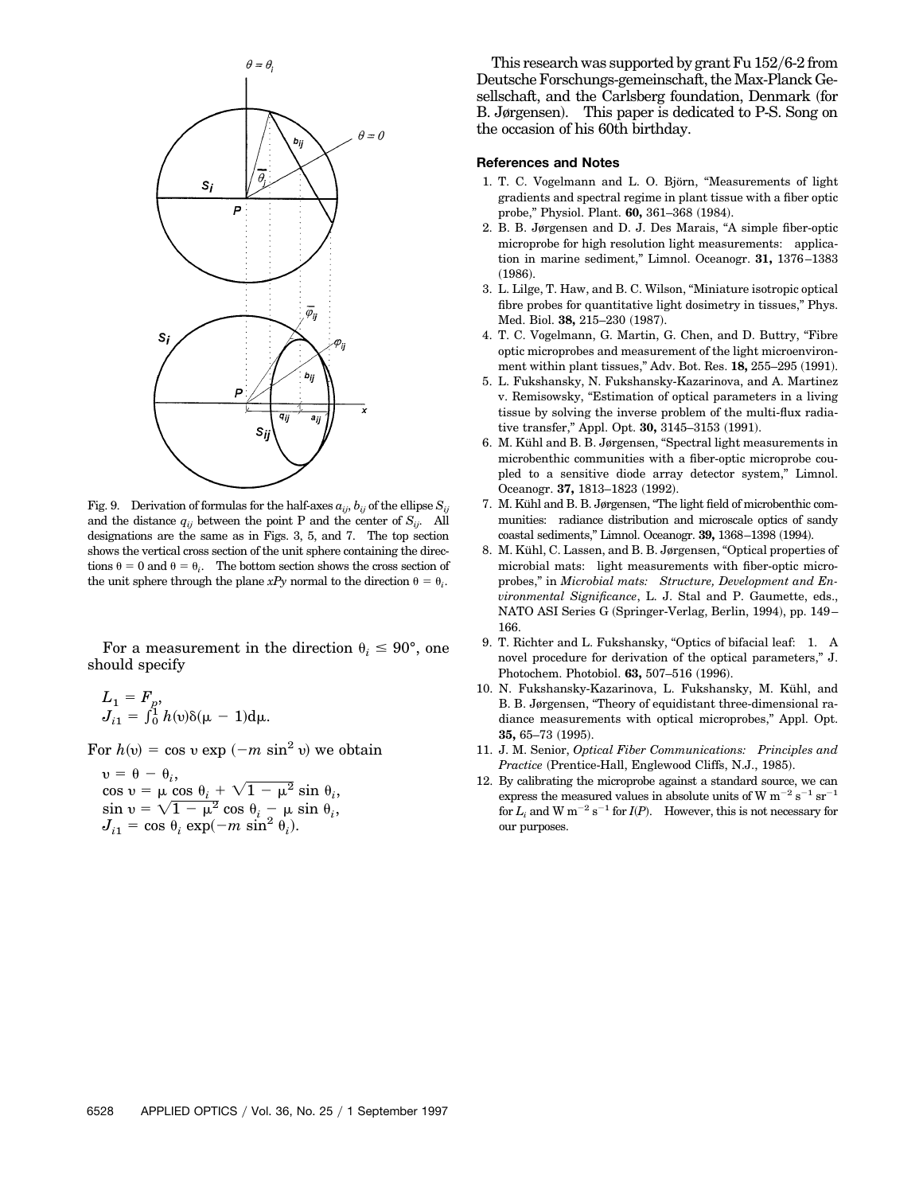$\theta = \theta_i$

$\theta = 0$

$b_{ij}$

$\bar{\theta}_i$

$S_i$

$P$

$\bar{\varphi}_{ij}$

$S_i$

$\varphi_{ij}$

$b_{ij}$

$P$

$x$

$q_{ij}$

$a_{ij}$

$S_{ij}$

Fig. 9. Derivation of formulas for the half-axes $a_{ij}$, $b_{ij}$ of the ellipse $S_{ij}$ and the distance $q_{ij}$ between the point P and the center of $S_{ij}$. All designations are the same as in Figs. 3, 5, and 7. The top section shows the vertical cross section of the unit sphere containing the directions $\theta = 0$ and $\theta = \theta_i$. The bottom section shows the cross section of the unit sphere through the plane $xPy$ normal to the direction $\theta = \theta_i$.

For a measurement in the direction $\theta_i \leq 90°$, one should specify

$$L_1 = F_p,$$
$$J_{i1} = \int_0^1 h(\upsilon)\delta(\mu - 1)\mathrm{d}\mu.$$

For $h(\upsilon) = \cos \upsilon \exp(-m \sin^2 \upsilon)$ we obtain

$$\upsilon = \theta - \theta_i,$$
$$\cos \upsilon = \mu \cos \theta_i + \sqrt{1 - \mu^2} \sin \theta_i,$$
$$\sin \upsilon = \sqrt{1 - \mu^2} \cos \theta_i - \mu \sin \theta_i,$$
$$J_{i1} = \cos \theta_i \exp(-m \sin^2 \theta_i).$$

This research was supported by grant Fu 152/6-2 from Deutsche Forschungs-gemeinschaft, the Max-Planck Gesellschaft, and the Carlsberg foundation, Denmark (for B. Jørgensen). This paper is dedicated to P-S. Song on the occasion of his 60th birthday.

### References and Notes

1. T. C. Vogelmann and L. O. Björn, "Measurements of light gradients and spectral regime in plant tissue with a fiber optic probe," Physiol. Plant. **60,** 361–368 (1984).
2. B. B. Jørgensen and D. J. Des Marais, "A simple fiber-optic microprobe for high resolution light measurements: application in marine sediment," Limnol. Oceanogr. **31,** 1376–1383 (1986).
3. L. Lilge, T. Haw, and B. C. Wilson, "Miniature isotropic optical fibre probes for quantitative light dosimetry in tissues," Phys. Med. Biol. **38,** 215–230 (1987).
4. T. C. Vogelmann, G. Martin, G. Chen, and D. Buttry, "Fibre optic microprobes and measurement of the light microenvironment within plant tissues," Adv. Bot. Res. **18,** 255–295 (1991).
5. L. Fukshansky, N. Fukshansky-Kazarinova, and A. Martinez v. Remisowsky, "Estimation of optical parameters in a living tissue by solving the inverse problem of the multi-flux radiative transfer," Appl. Opt. **30,** 3145–3153 (1991).
6. M. Kühl and B. B. Jørgensen, "Spectral light measurements in microbenthic communities with a fiber-optic microprobe coupled to a sensitive diode array detector system," Limnol. Oceanogr. **37,** 1813–1823 (1992).
7. M. Kühl and B. B. Jørgensen, "The light field of microbenthic communities: radiance distribution and microscale optics of sandy coastal sediments," Limnol. Oceanogr. **39,** 1368–1398 (1994).
8. M. Kühl, C. Lassen, and B. B. Jørgensen, "Optical properties of microbial mats: light measurements with fiber-optic microprobes," in *Microbial mats: Structure, Development and Environmental Significance*, L. J. Stal and P. Gaumette, eds., NATO ASI Series G (Springer-Verlag, Berlin, 1994), pp. 149–166.
9. T. Richter and L. Fukshansky, "Optics of bifacial leaf: 1. A novel procedure for derivation of the optical parameters," J. Photochem. Photobiol. **63,** 507–516 (1996).
10. N. Fukshansky-Kazarinova, L. Fukshansky, M. Kühl, and B. B. Jørgensen, "Theory of equidistant three-dimensional radiance measurements with optical microprobes," Appl. Opt. **35,** 65–73 (1995).
11. J. M. Senior, *Optical Fiber Communications: Principles and Practice* (Prentice-Hall, Englewood Cliffs, N.J., 1985).
12. By calibrating the microprobe against a standard source, we can express the measured values in absolute units of W $\mathrm{m}^{-2}\,\mathrm{s}^{-1}\,\mathrm{sr}^{-1}$ for $L_i$ and W $\mathrm{m}^{-2}\,\mathrm{s}^{-1}$ for $I(P)$. However, this is not necessary for our purposes.